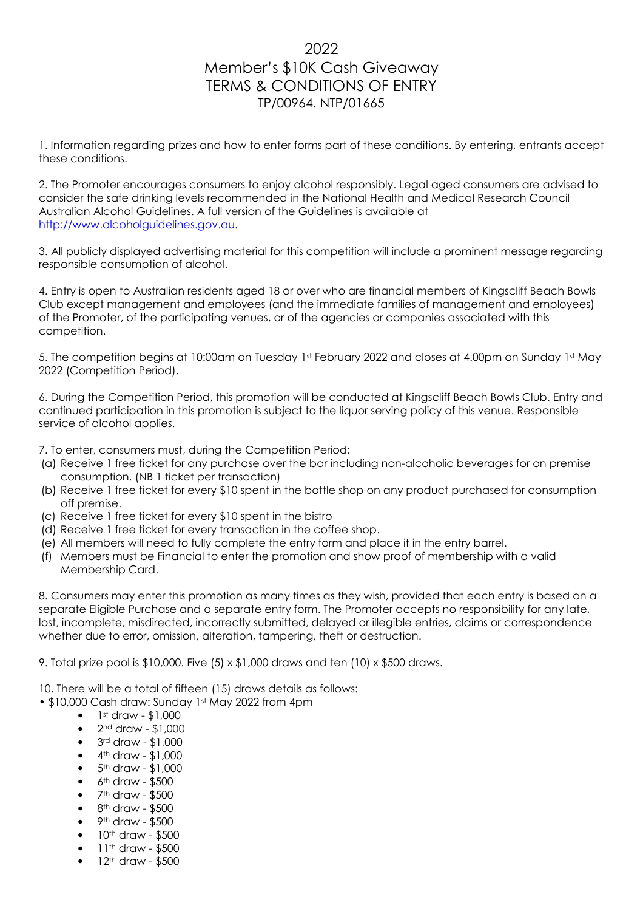# 2022
# Member's $10K Cash Giveaway
# TERMS & CONDITIONS OF ENTRY
## TP/00964. NTP/01665

1. Information regarding prizes and how to enter forms part of these conditions. By entering, entrants accept these conditions.

2. The Promoter encourages consumers to enjoy alcohol responsibly. Legal aged consumers are advised to consider the safe drinking levels recommended in the National Health and Medical Research Council Australian Alcohol Guidelines. A full version of the Guidelines is available at http://www.alcoholguidelines.gov.au.

3. All publicly displayed advertising material for this competition will include a prominent message regarding responsible consumption of alcohol.

4. Entry is open to Australian residents aged 18 or over who are financial members of Kingscliff Beach Bowls Club except management and employees (and the immediate families of management and employees) of the Promoter, of the participating venues, or of the agencies or companies associated with this competition.

5. The competition begins at 10:00am on Tuesday 1st February 2022 and closes at 4.00pm on Sunday 1st May 2022 (Competition Period).

6. During the Competition Period, this promotion will be conducted at Kingscliff Beach Bowls Club. Entry and continued participation in this promotion is subject to the liquor serving policy of this venue. Responsible service of alcohol applies.

7. To enter, consumers must, during the Competition Period:
(a) Receive 1 free ticket for any purchase over the bar including non-alcoholic beverages for on premise consumption. (NB 1 ticket per transaction)
(b) Receive 1 free ticket for every $10 spent in the bottle shop on any product purchased for consumption off premise.
(c) Receive 1 free ticket for every $10 spent in the bistro
(d) Receive 1 free ticket for every transaction in the coffee shop.
(e) All members will need to fully complete the entry form and place it in the entry barrel.
(f) Members must be Financial to enter the promotion and show proof of membership with a valid Membership Card.

8. Consumers may enter this promotion as many times as they wish, provided that each entry is based on a separate Eligible Purchase and a separate entry form. The Promoter accepts no responsibility for any late, lost, incomplete, misdirected, incorrectly submitted, delayed or illegible entries, claims or correspondence whether due to error, omission, alteration, tampering, theft or destruction.

9. Total prize pool is $10,000. Five (5) x $1,000 draws and ten (10) x $500 draws.

10. There will be a total of fifteen (15) draws details as follows:

- $10,000 Cash draw: Sunday 1st May 2022 from 4pm
  - 1st draw - $1,000
  - 2nd draw - $1,000
  - 3rd draw - $1,000
  - 4th draw - $1,000
  - 5th draw - $1,000
  - 6th draw - $500
  - 7th draw - $500
  - 8th draw - $500
  - 9th draw - $500
  - 10th draw - $500
  - 11th draw - $500
  - 12th draw - $500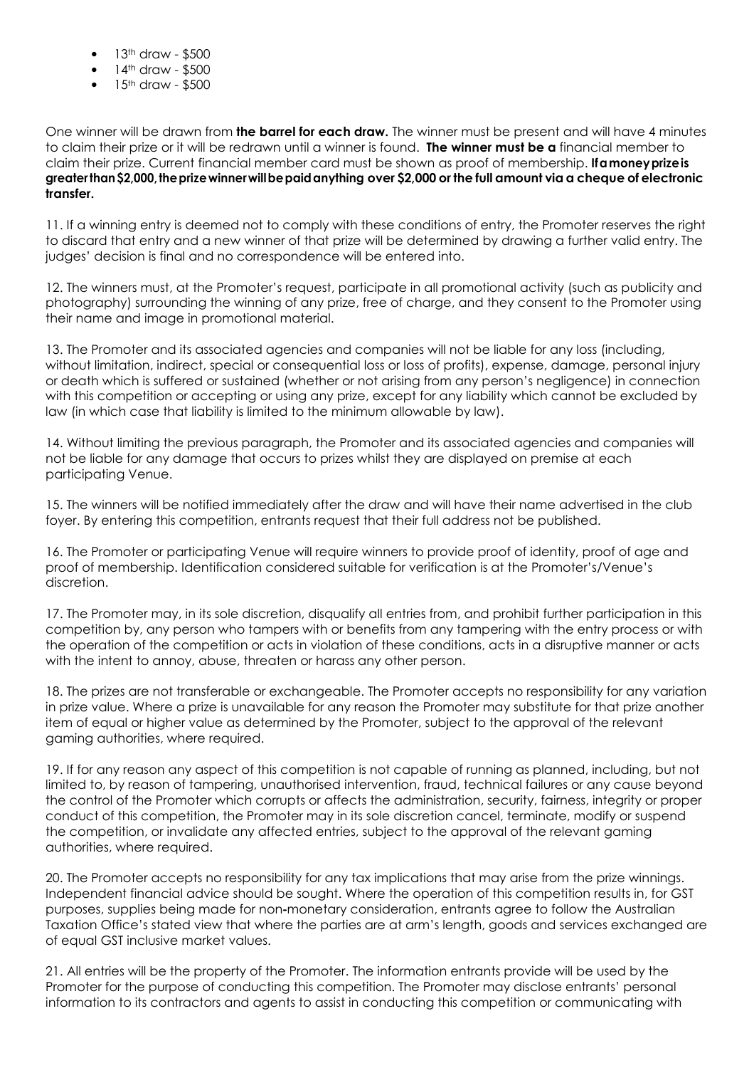- 13th draw - $500
- 14th draw - $500
- 15th draw - $500

One winner will be drawn from **the barrel for each draw.** The winner must be present and will have 4 minutes to claim their prize or it will be redrawn until a winner is found. **The winner must be a** financial member to claim their prize. Current financial member card must be shown as proof of membership. **If a money prize is greater than $2,000, the prize winner will be paid anything over $2,000 or the full amount via a cheque of electronic transfer.**

11. If a winning entry is deemed not to comply with these conditions of entry, the Promoter reserves the right to discard that entry and a new winner of that prize will be determined by drawing a further valid entry. The judges' decision is final and no correspondence will be entered into.

12. The winners must, at the Promoter's request, participate in all promotional activity (such as publicity and photography) surrounding the winning of any prize, free of charge, and they consent to the Promoter using their name and image in promotional material.

13. The Promoter and its associated agencies and companies will not be liable for any loss (including, without limitation, indirect, special or consequential loss or loss of profits), expense, damage, personal injury or death which is suffered or sustained (whether or not arising from any person's negligence) in connection with this competition or accepting or using any prize, except for any liability which cannot be excluded by law (in which case that liability is limited to the minimum allowable by law).

14. Without limiting the previous paragraph, the Promoter and its associated agencies and companies will not be liable for any damage that occurs to prizes whilst they are displayed on premise at each participating Venue.

15. The winners will be notified immediately after the draw and will have their name advertised in the club foyer. By entering this competition, entrants request that their full address not be published.

16. The Promoter or participating Venue will require winners to provide proof of identity, proof of age and proof of membership. Identification considered suitable for verification is at the Promoter's/Venue's discretion.

17. The Promoter may, in its sole discretion, disqualify all entries from, and prohibit further participation in this competition by, any person who tampers with or benefits from any tampering with the entry process or with the operation of the competition or acts in violation of these conditions, acts in a disruptive manner or acts with the intent to annoy, abuse, threaten or harass any other person.

18. The prizes are not transferable or exchangeable. The Promoter accepts no responsibility for any variation in prize value. Where a prize is unavailable for any reason the Promoter may substitute for that prize another item of equal or higher value as determined by the Promoter, subject to the approval of the relevant gaming authorities, where required.

19. If for any reason any aspect of this competition is not capable of running as planned, including, but not limited to, by reason of tampering, unauthorised intervention, fraud, technical failures or any cause beyond the control of the Promoter which corrupts or affects the administration, security, fairness, integrity or proper conduct of this competition, the Promoter may in its sole discretion cancel, terminate, modify or suspend the competition, or invalidate any affected entries, subject to the approval of the relevant gaming authorities, where required.

20. The Promoter accepts no responsibility for any tax implications that may arise from the prize winnings. Independent financial advice should be sought. Where the operation of this competition results in, for GST purposes, supplies being made for non-monetary consideration, entrants agree to follow the Australian Taxation Office's stated view that where the parties are at arm's length, goods and services exchanged are of equal GST inclusive market values.

21. All entries will be the property of the Promoter. The information entrants provide will be used by the Promoter for the purpose of conducting this competition. The Promoter may disclose entrants' personal information to its contractors and agents to assist in conducting this competition or communicating with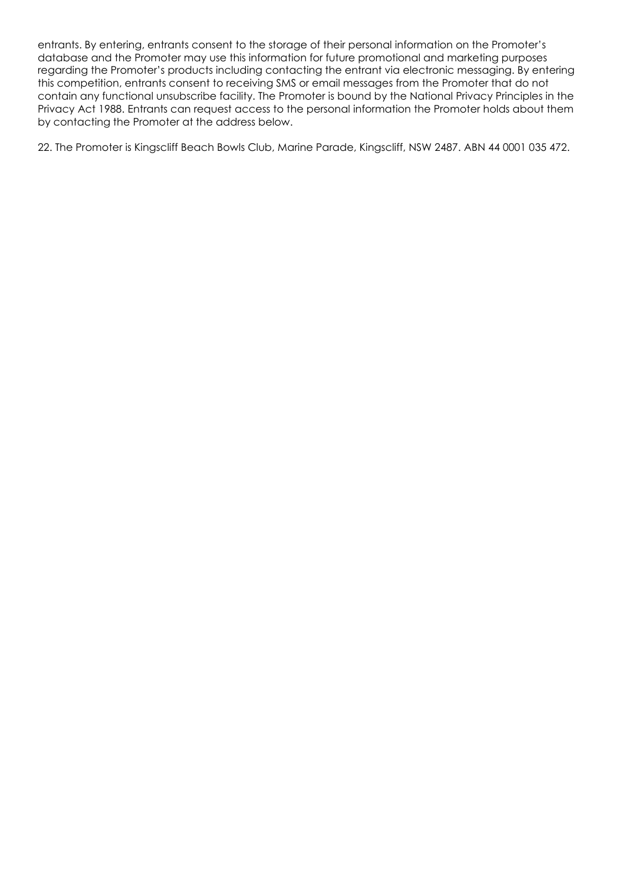entrants. By entering, entrants consent to the storage of their personal information on the Promoter's database and the Promoter may use this information for future promotional and marketing purposes regarding the Promoter's products including contacting the entrant via electronic messaging. By entering this competition, entrants consent to receiving SMS or email messages from the Promoter that do not contain any functional unsubscribe facility. The Promoter is bound by the National Privacy Principles in the Privacy Act 1988. Entrants can request access to the personal information the Promoter holds about them by contacting the Promoter at the address below.

22. The Promoter is Kingscliff Beach Bowls Club, Marine Parade, Kingscliff, NSW 2487. ABN 44 0001 035 472.